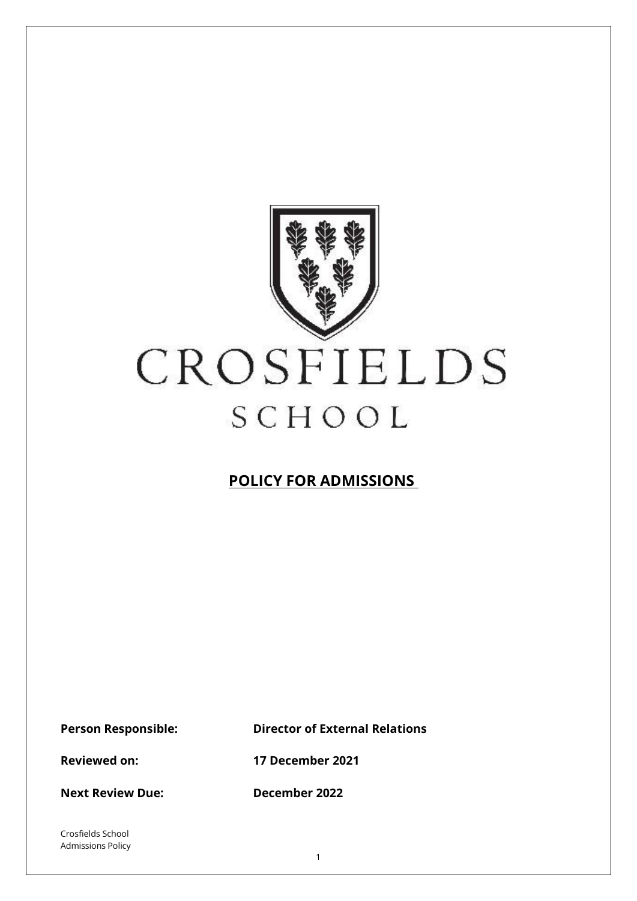CROSFIELDS

SCHOOL

# POLICY FOR ADMISSIONS

| | |
|---|---|
| **Person Responsible:** | **Director of External Relations** |
| **Reviewed on:** | **17 December 2021** |
| **Next Review Due:** | **December 2022** |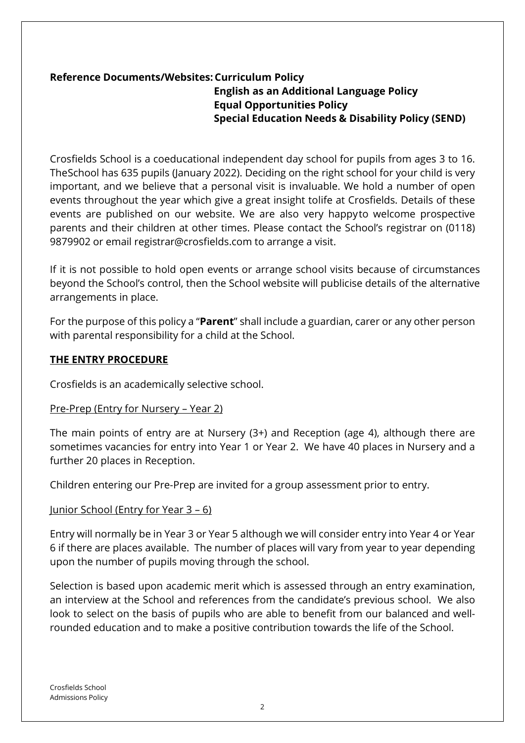**Reference Documents/Websites: Curriculum Policy**
**English as an Additional Language Policy**
**Equal Opportunities Policy**
**Special Education Needs & Disability Policy (SEND)**

Crosfields School is a coeducational independent day school for pupils from ages 3 to 16. TheSchool has 635 pupils (January 2022). Deciding on the right school for your child is very important, and we believe that a personal visit is invaluable. We hold a number of open events throughout the year which give a great insight tolife at Crosfields. Details of these events are published on our website. We are also very happyto welcome prospective parents and their children at other times. Please contact the School's registrar on (0118) 9879902 or email registrar@crosfields.com to arrange a visit.

If it is not possible to hold open events or arrange school visits because of circumstances beyond the School's control, then the School website will publicise details of the alternative arrangements in place.

For the purpose of this policy a "**Parent**" shall include a guardian, carer or any other person with parental responsibility for a child at the School.

## THE ENTRY PROCEDURE

Crosfields is an academically selective school.

### Pre-Prep (Entry for Nursery – Year 2)

The main points of entry are at Nursery (3+) and Reception (age 4), although there are sometimes vacancies for entry into Year 1 or Year 2. We have 40 places in Nursery and a further 20 places in Reception.

Children entering our Pre-Prep are invited for a group assessment prior to entry.

### Junior School (Entry for Year 3 – 6)

Entry will normally be in Year 3 or Year 5 although we will consider entry into Year 4 or Year 6 if there are places available. The number of places will vary from year to year depending upon the number of pupils moving through the school.

Selection is based upon academic merit which is assessed through an entry examination, an interview at the School and references from the candidate's previous school. We also look to select on the basis of pupils who are able to benefit from our balanced and well-rounded education and to make a positive contribution towards the life of the School.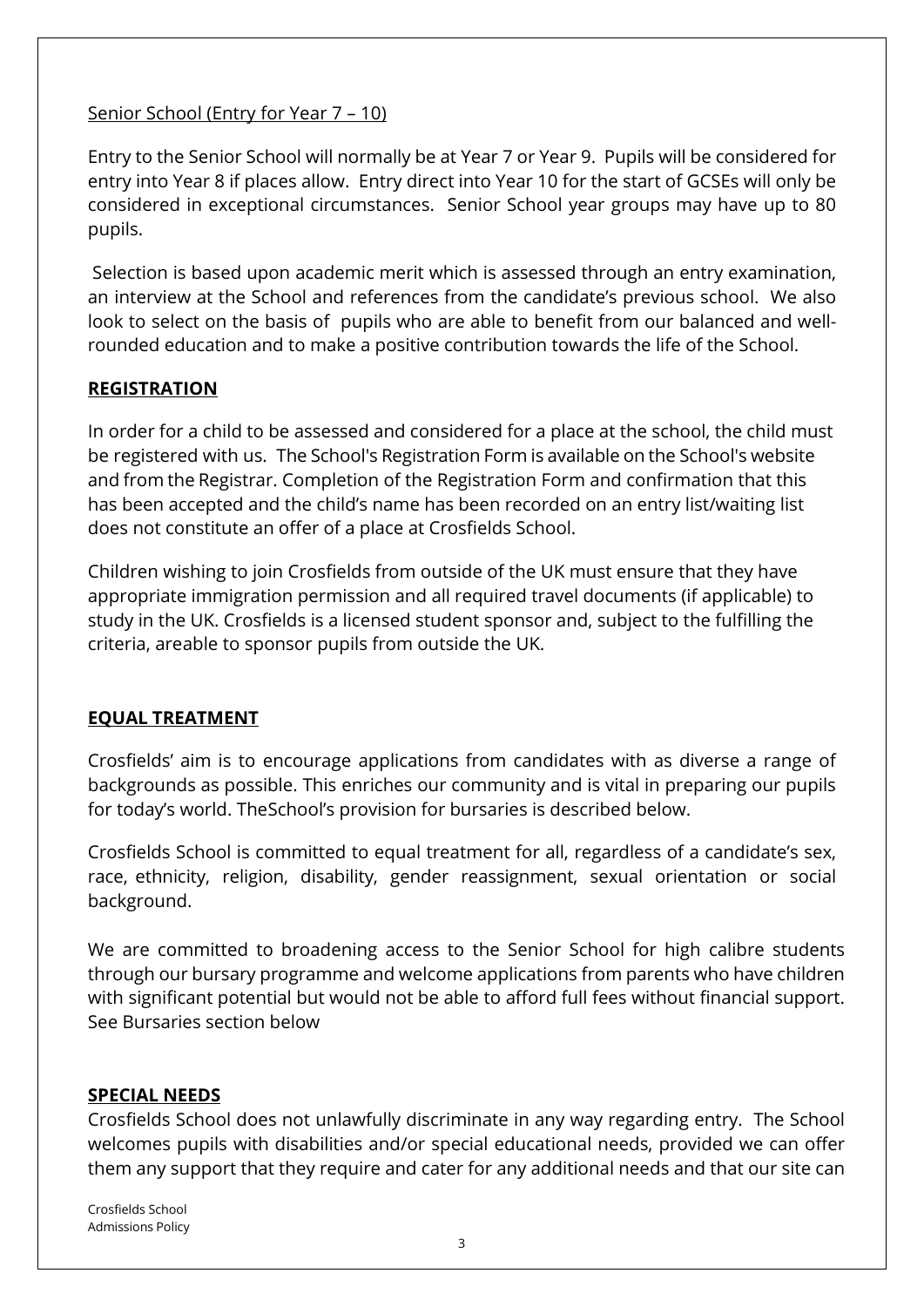Senior School (Entry for Year 7 – 10)

Entry to the Senior School will normally be at Year 7 or Year 9. Pupils will be considered for entry into Year 8 if places allow. Entry direct into Year 10 for the start of GCSEs will only be considered in exceptional circumstances. Senior School year groups may have up to 80 pupils.

Selection is based upon academic merit which is assessed through an entry examination, an interview at the School and references from the candidate's previous school. We also look to select on the basis of pupils who are able to benefit from our balanced and well-rounded education and to make a positive contribution towards the life of the School.

## REGISTRATION

In order for a child to be assessed and considered for a place at the school, the child must be registered with us. The School's Registration Form is available on the School's website and from the Registrar. Completion of the Registration Form and confirmation that this has been accepted and the child's name has been recorded on an entry list/waiting list does not constitute an offer of a place at Crosfields School.

Children wishing to join Crosfields from outside of the UK must ensure that they have appropriate immigration permission and all required travel documents (if applicable) to study in the UK. Crosfields is a licensed student sponsor and, subject to the fulfilling the criteria, areable to sponsor pupils from outside the UK.

## EQUAL TREATMENT

Crosfields' aim is to encourage applications from candidates with as diverse a range of backgrounds as possible. This enriches our community and is vital in preparing our pupils for today's world. TheSchool's provision for bursaries is described below.

Crosfields School is committed to equal treatment for all, regardless of a candidate's sex, race, ethnicity, religion, disability, gender reassignment, sexual orientation or social background.

We are committed to broadening access to the Senior School for high calibre students through our bursary programme and welcome applications from parents who have children with significant potential but would not be able to afford full fees without financial support. See Bursaries section below

## SPECIAL NEEDS

Crosfields School does not unlawfully discriminate in any way regarding entry. The School welcomes pupils with disabilities and/or special educational needs, provided we can offer them any support that they require and cater for any additional needs and that our site can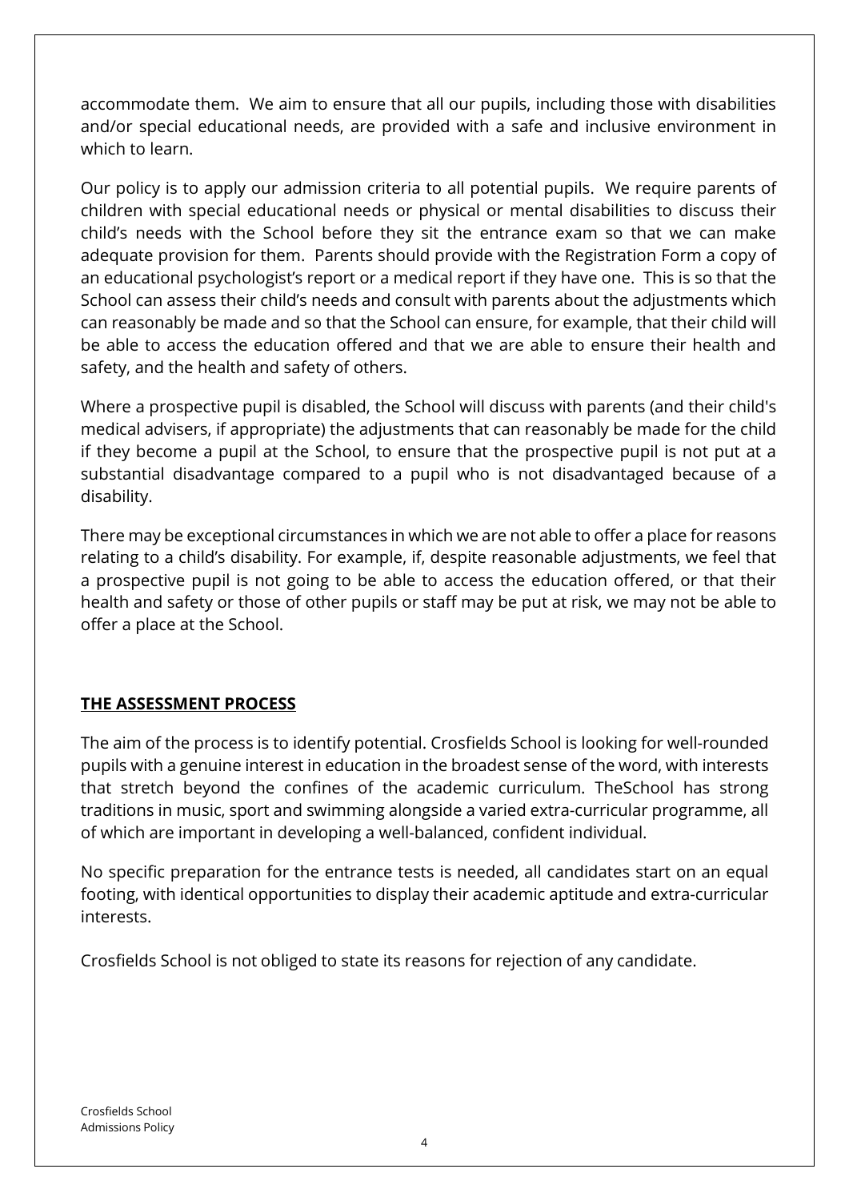accommodate them. We aim to ensure that all our pupils, including those with disabilities and/or special educational needs, are provided with a safe and inclusive environment in which to learn.

Our policy is to apply our admission criteria to all potential pupils. We require parents of children with special educational needs or physical or mental disabilities to discuss their child's needs with the School before they sit the entrance exam so that we can make adequate provision for them. Parents should provide with the Registration Form a copy of an educational psychologist's report or a medical report if they have one. This is so that the School can assess their child's needs and consult with parents about the adjustments which can reasonably be made and so that the School can ensure, for example, that their child will be able to access the education offered and that we are able to ensure their health and safety, and the health and safety of others.

Where a prospective pupil is disabled, the School will discuss with parents (and their child's medical advisers, if appropriate) the adjustments that can reasonably be made for the child if they become a pupil at the School, to ensure that the prospective pupil is not put at a substantial disadvantage compared to a pupil who is not disadvantaged because of a disability.

There may be exceptional circumstances in which we are not able to offer a place for reasons relating to a child's disability. For example, if, despite reasonable adjustments, we feel that a prospective pupil is not going to be able to access the education offered, or that their health and safety or those of other pupils or staff may be put at risk, we may not be able to offer a place at the School.

## **THE ASSESSMENT PROCESS**

The aim of the process is to identify potential. Crosfields School is looking for well-rounded pupils with a genuine interest in education in the broadest sense of the word, with interests that stretch beyond the confines of the academic curriculum. TheSchool has strong traditions in music, sport and swimming alongside a varied extra-curricular programme, all of which are important in developing a well-balanced, confident individual.

No specific preparation for the entrance tests is needed, all candidates start on an equal footing, with identical opportunities to display their academic aptitude and extra-curricular interests.

Crosfields School is not obliged to state its reasons for rejection of any candidate.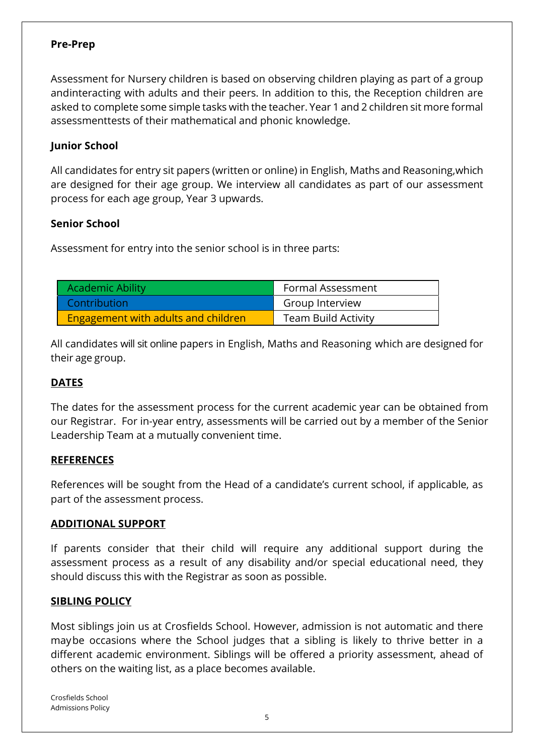**Pre-Prep**

Assessment for Nursery children is based on observing children playing as part of a group andinteracting with adults and their peers. In addition to this, the Reception children are asked to complete some simple tasks with the teacher. Year 1 and 2 children sit more formal assessmenttests of their mathematical and phonic knowledge.

**Junior School**

All candidates for entry sit papers (written or online) in English, Maths and Reasoning,which are designed for their age group. We interview all candidates as part of our assessment process for each age group, Year 3 upwards.

**Senior School**

Assessment for entry into the senior school is in three parts:

| | |
|---|---|
| Academic Ability | Formal Assessment |
| Contribution | Group Interview |
| Engagement with adults and children | Team Build Activity |

All candidates will sit online papers in English, Maths and Reasoning which are designed for their age group.

## DATES

The dates for the assessment process for the current academic year can be obtained from our Registrar. For in-year entry, assessments will be carried out by a member of the Senior Leadership Team at a mutually convenient time.

## REFERENCES

References will be sought from the Head of a candidate's current school, if applicable, as part of the assessment process.

## ADDITIONAL SUPPORT

If parents consider that their child will require any additional support during the assessment process as a result of any disability and/or special educational need, they should discuss this with the Registrar as soon as possible.

## SIBLING POLICY

Most siblings join us at Crosfields School. However, admission is not automatic and there maybe occasions where the School judges that a sibling is likely to thrive better in a different academic environment. Siblings will be offered a priority assessment, ahead of others on the waiting list, as a place becomes available.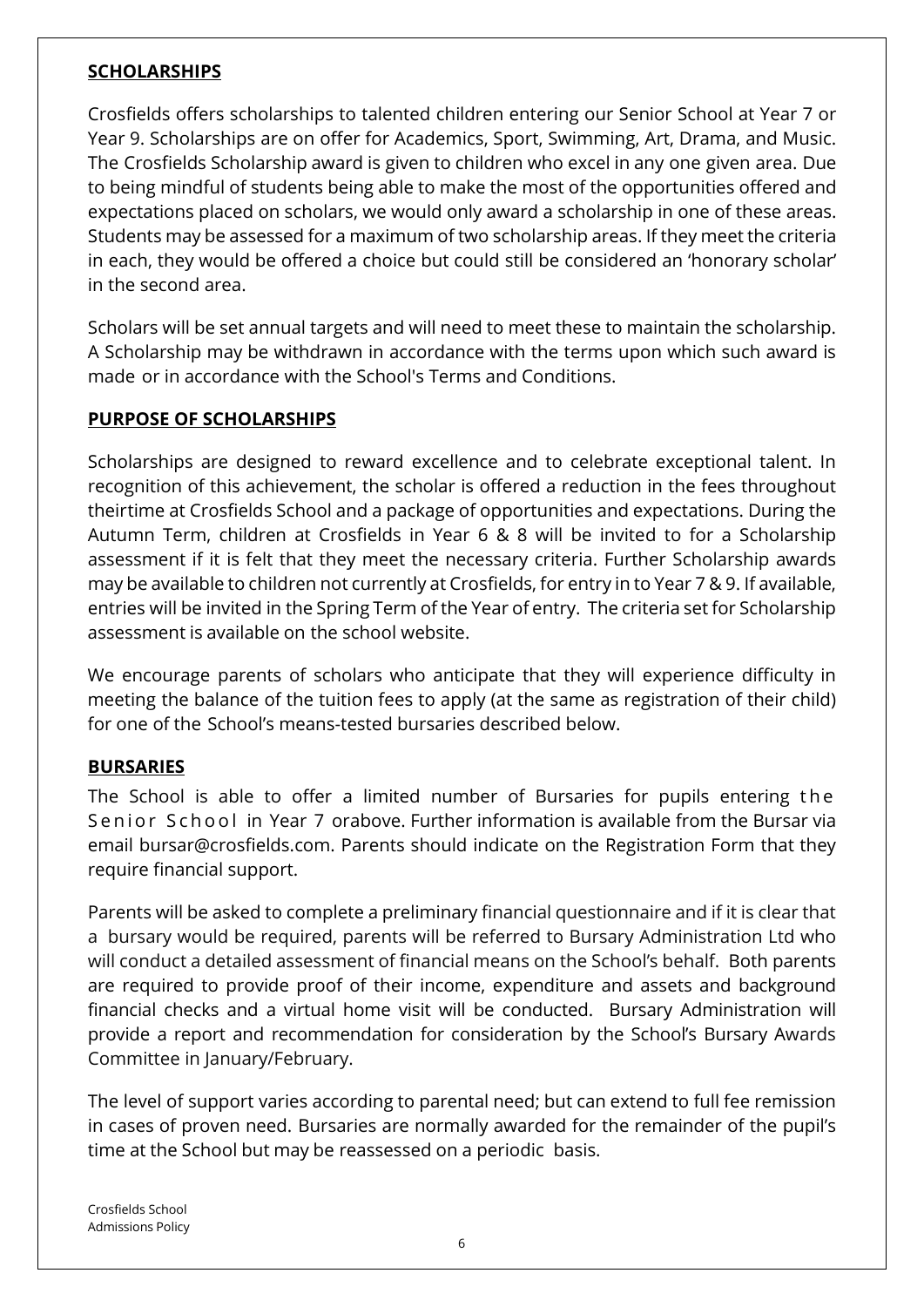## SCHOLARSHIPS

Crosfields offers scholarships to talented children entering our Senior School at Year 7 or Year 9. Scholarships are on offer for Academics, Sport, Swimming, Art, Drama, and Music. The Crosfields Scholarship award is given to children who excel in any one given area. Due to being mindful of students being able to make the most of the opportunities offered and expectations placed on scholars, we would only award a scholarship in one of these areas. Students may be assessed for a maximum of two scholarship areas. If they meet the criteria in each, they would be offered a choice but could still be considered an 'honorary scholar' in the second area.

Scholars will be set annual targets and will need to meet these to maintain the scholarship. A Scholarship may be withdrawn in accordance with the terms upon which such award is made or in accordance with the School's Terms and Conditions.

## PURPOSE OF SCHOLARSHIPS

Scholarships are designed to reward excellence and to celebrate exceptional talent. In recognition of this achievement, the scholar is offered a reduction in the fees throughout theirtime at Crosfields School and a package of opportunities and expectations. During the Autumn Term, children at Crosfields in Year 6 & 8 will be invited to for a Scholarship assessment if it is felt that they meet the necessary criteria. Further Scholarship awards may be available to children not currently at Crosfields, for entry in to Year 7 & 9. If available, entries will be invited in the Spring Term of the Year of entry. The criteria set for Scholarship assessment is available on the school website.

We encourage parents of scholars who anticipate that they will experience difficulty in meeting the balance of the tuition fees to apply (at the same as registration of their child) for one of the School's means-tested bursaries described below.

## BURSARIES

The School is able to offer a limited number of Bursaries for pupils entering the Senior School in Year 7 orabove. Further information is available from the Bursar via email bursar@crosfields.com. Parents should indicate on the Registration Form that they require financial support.

Parents will be asked to complete a preliminary financial questionnaire and if it is clear that a bursary would be required, parents will be referred to Bursary Administration Ltd who will conduct a detailed assessment of financial means on the School's behalf. Both parents are required to provide proof of their income, expenditure and assets and background financial checks and a virtual home visit will be conducted. Bursary Administration will provide a report and recommendation for consideration by the School's Bursary Awards Committee in January/February.

The level of support varies according to parental need; but can extend to full fee remission in cases of proven need. Bursaries are normally awarded for the remainder of the pupil's time at the School but may be reassessed on a periodic basis.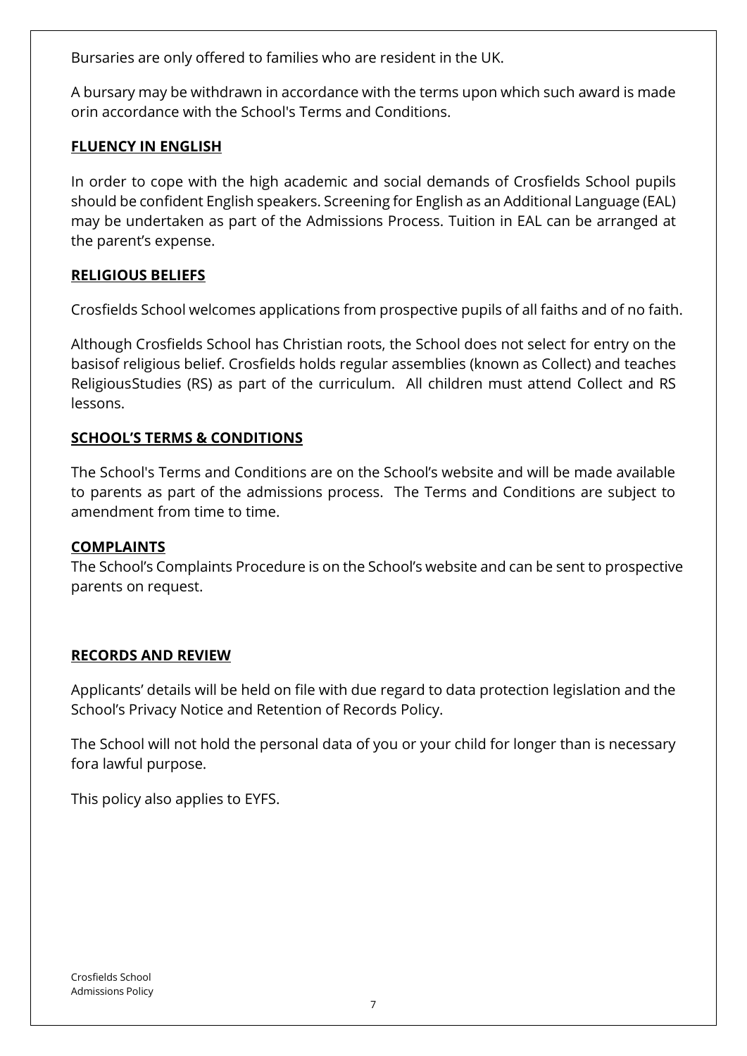Bursaries are only offered to families who are resident in the UK.

A bursary may be withdrawn in accordance with the terms upon which such award is made orin accordance with the School's Terms and Conditions.

## FLUENCY IN ENGLISH

In order to cope with the high academic and social demands of Crosfields School pupils should be confident English speakers. Screening for English as an Additional Language (EAL) may be undertaken as part of the Admissions Process. Tuition in EAL can be arranged at the parent's expense.

## RELIGIOUS BELIEFS

Crosfields School welcomes applications from prospective pupils of all faiths and of no faith.

Although Crosfields School has Christian roots, the School does not select for entry on the basisof religious belief. Crosfields holds regular assemblies (known as Collect) and teaches ReligiousStudies (RS) as part of the curriculum. All children must attend Collect and RS lessons.

## SCHOOL'S TERMS & CONDITIONS

The School's Terms and Conditions are on the School's website and will be made available to parents as part of the admissions process. The Terms and Conditions are subject to amendment from time to time.

## COMPLAINTS

The School's Complaints Procedure is on the School's website and can be sent to prospective parents on request.

## RECORDS AND REVIEW

Applicants' details will be held on file with due regard to data protection legislation and the School's Privacy Notice and Retention of Records Policy.

The School will not hold the personal data of you or your child for longer than is necessary fora lawful purpose.

This policy also applies to EYFS.